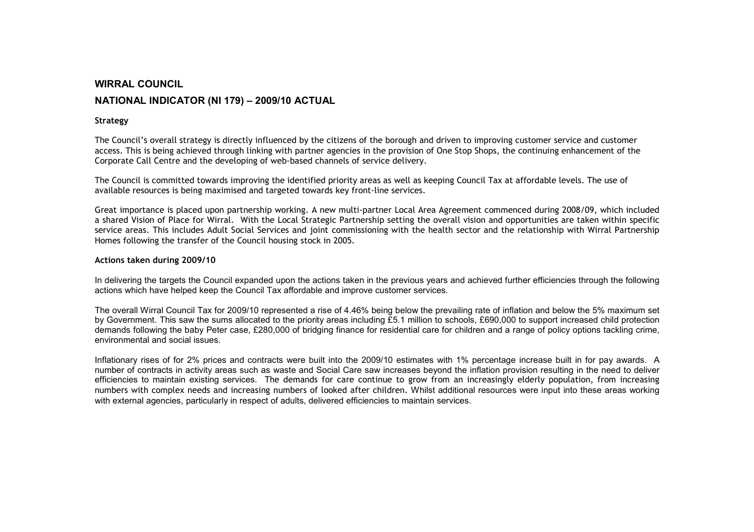## WIRRAL COUNCIL

## NATIONAL INDICATOR (NI 179) – 2009/10 ACTUAL

**Strategy**

The Council's overall strategy is directly influenced by the citizens of the borough and driven to improving customer service and customer access. This is being achieved through linking with partner agencies in the provision of One Stop Shops, the continuing enhancement of the Corporate Call Centre and the developing of web-based channels of service delivery.

The Council is committed towards improving the identified priority areas as well as keeping Council Tax at affordable levels. The use of available resources is being maximised and targeted towards key front-line services.

Great importance is placed upon partnership working. A new multi-partner Local Area Agreement commenced during 2008/09, which included a shared Vision of Place for Wirral. With the Local Strategic Partnership setting the overall vision and opportunities are taken within specific service areas. This includes Adult Social Services and joint commissioning with the health sector and the relationship with Wirral Partnership Homes following the transfer of the Council housing stock in 2005.

**Actions taken during 2009/10**

In delivering the targets the Council expanded upon the actions taken in the previous years and achieved further efficiencies through the following actions which have helped keep the Council Tax affordable and improve customer services.

The overall Wirral Council Tax for 2009/10 represented a rise of 4.46% being below the prevailing rate of inflation and below the 5% maximum set by Government. This saw the sums allocated to the priority areas including £5.1 million to schools, £690,000 to support increased child protection demands following the baby Peter case, £280,000 of bridging finance for residential care for children and a range of policy options tackling crime, environmental and social issues.

Inflationary rises of for 2% prices and contracts were built into the 2009/10 estimates with 1% percentage increase built in for pay awards. A number of contracts in activity areas such as waste and Social Care saw increases beyond the inflation provision resulting in the need to deliver efficiencies to maintain existing services. The demands for care continue to grow from an increasingly elderly population, from increasing numbers with complex needs and increasing numbers of looked after children. Whilst additional resources were input into these areas working with external agencies, particularly in respect of adults, delivered efficiencies to maintain services.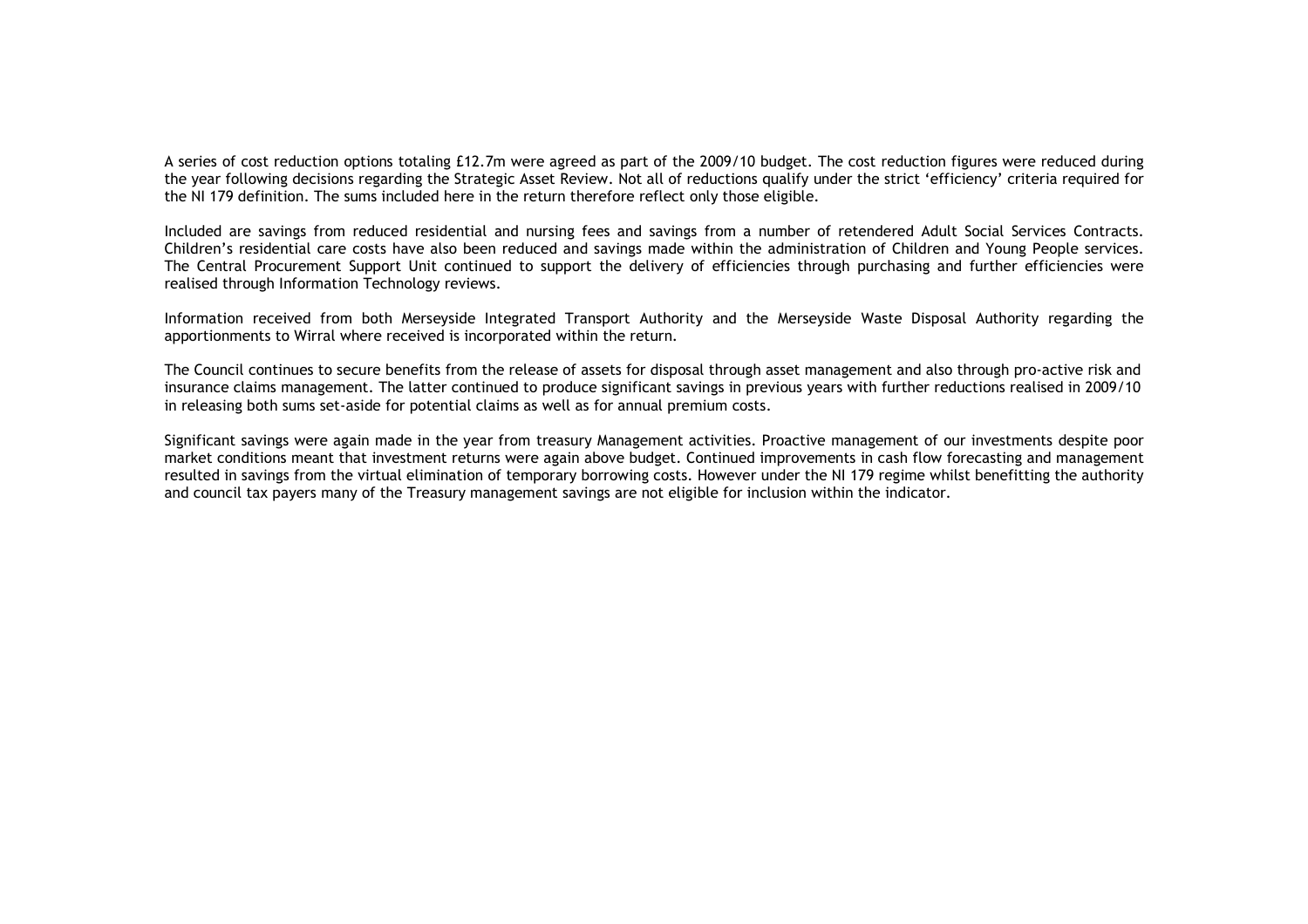A series of cost reduction options totaling £12.7m were agreed as part of the 2009/10 budget. The cost reduction figures were reduced during the year following decisions regarding the Strategic Asset Review. Not all of reductions qualify under the strict 'efficiency' criteria required for the NI 179 definition. The sums included here in the return therefore reflect only those eligible.

Included are savings from reduced residential and nursing fees and savings from a number of retendered Adult Social Services Contracts. Children's residential care costs have also been reduced and savings made within the administration of Children and Young People services. The Central Procurement Support Unit continued to support the delivery of efficiencies through purchasing and further efficiencies were realised through Information Technology reviews.

Information received from both Merseyside Integrated Transport Authority and the Merseyside Waste Disposal Authority regarding the apportionments to Wirral where received is incorporated within the return.

The Council continues to secure benefits from the release of assets for disposal through asset management and also through pro-active risk and insurance claims management. The latter continued to produce significant savings in previous years with further reductions realised in 2009/10 in releasing both sums set-aside for potential claims as well as for annual premium costs.

Significant savings were again made in the year from treasury Management activities. Proactive management of our investments despite poor market conditions meant that investment returns were again above budget. Continued improvements in cash flow forecasting and management resulted in savings from the virtual elimination of temporary borrowing costs. However under the NI 179 regime whilst benefitting the authority and council tax payers many of the Treasury management savings are not eligible for inclusion within the indicator.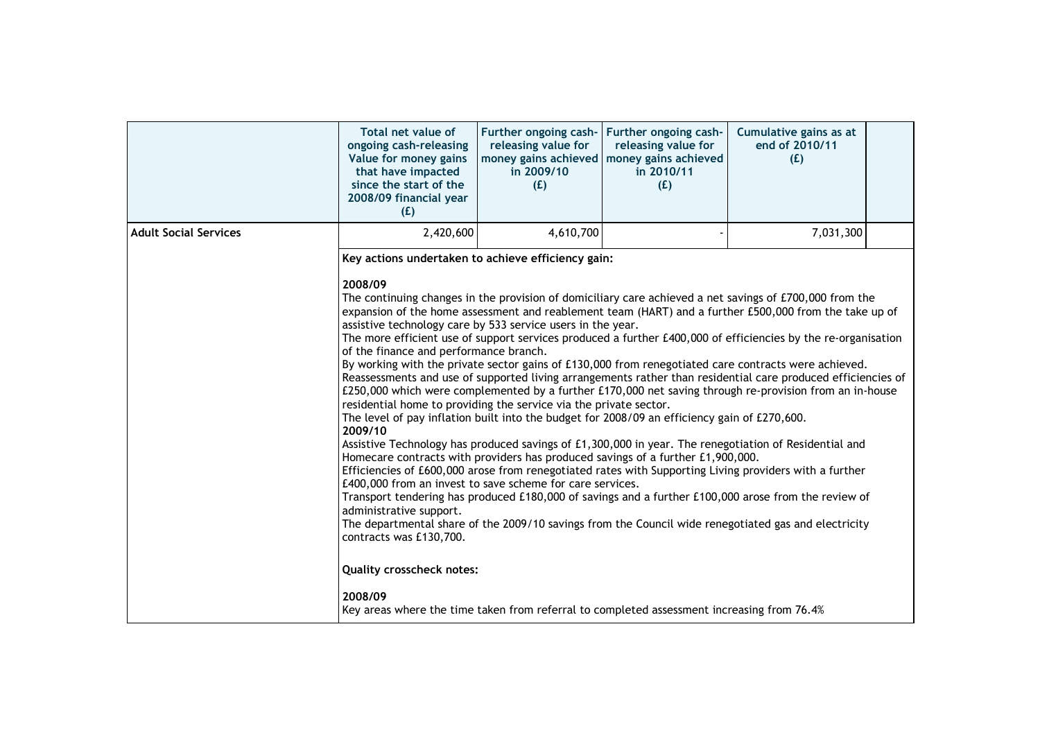| | Total net value of ongoing cash-releasing Value for money gains that have impacted since the start of the 2008/09 financial year (£) | Further ongoing cash-releasing value for money gains achieved in 2009/10 (£) | Further ongoing cash-releasing value for money gains achieved in 2010/11 (£) | Cumulative gains as at end of 2010/11 (£) | |
|---|---|---|---|---|---|
| **Adult Social Services** | 2,420,600 | 4,610,700 | - | 7,031,300 | |

**Key actions undertaken to achieve efficiency gain:**

**2008/09**

The continuing changes in the provision of domiciliary care achieved a net savings of £700,000 from the expansion of the home assessment and reablement team (HART) and a further £500,000 from the take up of assistive technology care by 533 service users in the year.

The more efficient use of support services produced a further £400,000 of efficiencies by the re-organisation of the finance and performance branch.

By working with the private sector gains of £130,000 from renegotiated care contracts were achieved.

Reassessments and use of supported living arrangements rather than residential care produced efficiencies of £250,000 which were complemented by a further £170,000 net saving through re-provision from an in-house residential home to providing the service via the private sector.

The level of pay inflation built into the budget for 2008/09 an efficiency gain of £270,600.

**2009/10**

Assistive Technology has produced savings of £1,300,000 in year. The renegotiation of Residential and Homecare contracts with providers has produced savings of a further £1,900,000.

Efficiencies of £600,000 arose from renegotiated rates with Supporting Living providers with a further £400,000 from an invest to save scheme for care services.

Transport tendering has produced £180,000 of savings and a further £100,000 arose from the review of administrative support.

The departmental share of the 2009/10 savings from the Council wide renegotiated gas and electricity contracts was £130,700.

**Quality crosscheck notes:**

**2008/09**

Key areas where the time taken from referral to completed assessment increasing from 76.4%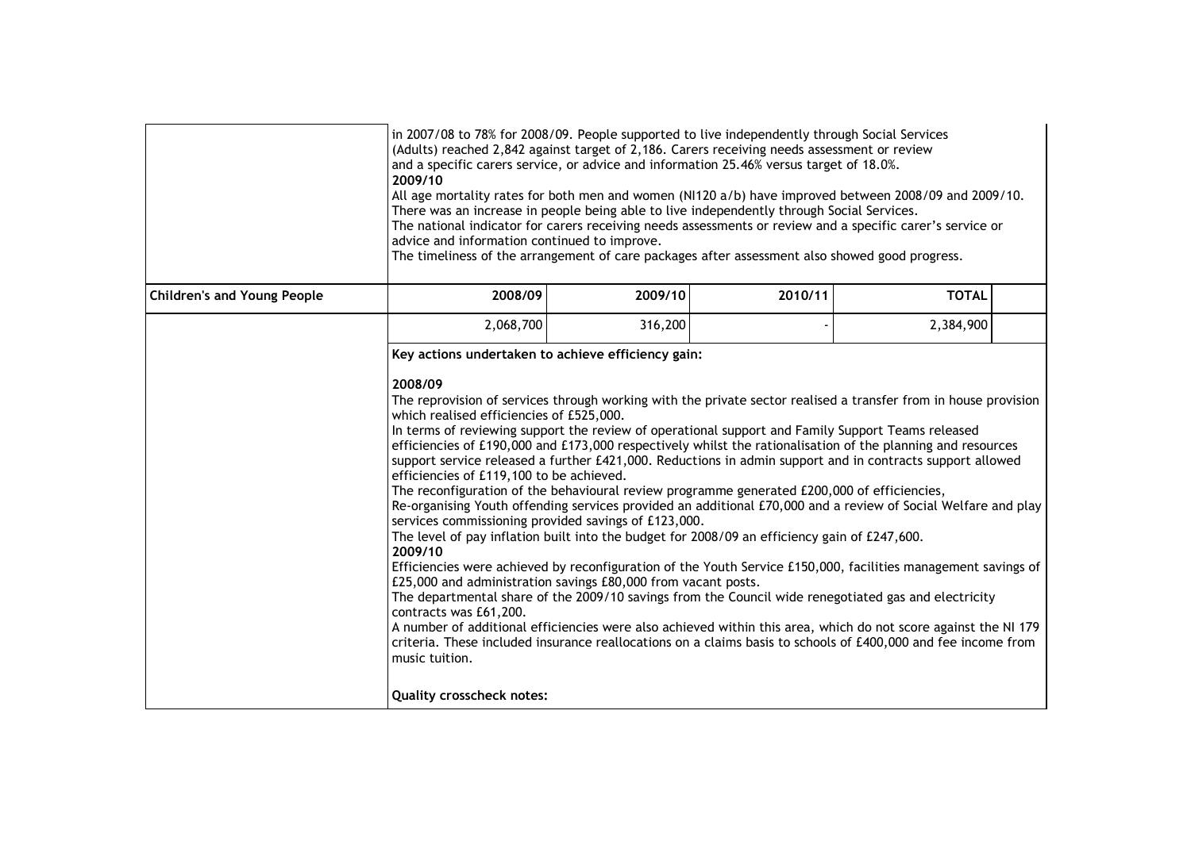| | | | | | |
|---|---|---|---|---|---|
| | in 2007/08 to 78% for 2008/09. People supported to live independently through Social Services (Adults) reached 2,842 against target of 2,186. Carers receiving needs assessment or review and a specific carers service, or advice and information 25.46% versus target of 18.0%.<br>**2009/10**<br>All age mortality rates for both men and women (NI120 a/b) have improved between 2008/09 and 2009/10. There was an increase in people being able to live independently through Social Services.<br>The national indicator for carers receiving needs assessments or review and a specific carer's service or advice and information continued to improve.<br>The timeliness of the arrangement of care packages after assessment also showed good progress. | | | | |
| **Children's and Young People** | **2008/09** | **2009/10** | **2010/11** | **TOTAL** | |
| | 2,068,700 | 316,200 | - | 2,384,900 | |
| | **Key actions undertaken to achieve efficiency gain:**<br><br>**2008/09**<br>The reprovision of services through working with the private sector realised a transfer from in house provision which realised efficiencies of £525,000.<br>In terms of reviewing support the review of operational support and Family Support Teams released efficiencies of £190,000 and £173,000 respectively whilst the rationalisation of the planning and resources support service released a further £421,000. Reductions in admin support and in contracts support allowed efficiencies of £119,100 to be achieved.<br>The reconfiguration of the behavioural review programme generated £200,000 of efficiencies,<br>Re-organising Youth offending services provided an additional £70,000 and a review of Social Welfare and play services commissioning provided savings of £123,000.<br>The level of pay inflation built into the budget for 2008/09 an efficiency gain of £247,600.<br>**2009/10**<br>Efficiencies were achieved by reconfiguration of the Youth Service £150,000, facilities management savings of £25,000 and administration savings £80,000 from vacant posts.<br>The departmental share of the 2009/10 savings from the Council wide renegotiated gas and electricity contracts was £61,200.<br>A number of additional efficiencies were also achieved within this area, which do not score against the NI 179 criteria. These included insurance reallocations on a claims basis to schools of £400,000 and fee income from music tuition.<br><br>**Quality crosscheck notes:** | | | | |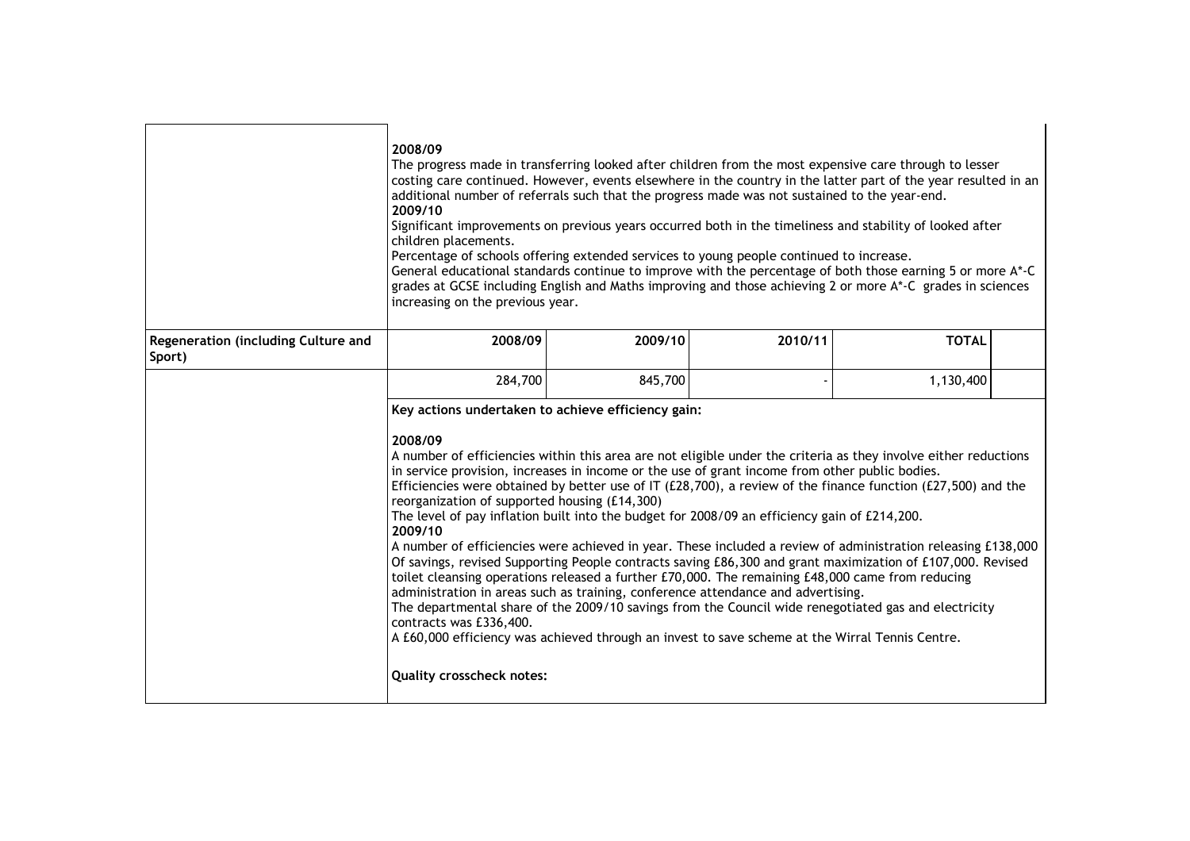| | | | | | |
|---|---|---|---|---|---|
| | **2008/09**<br>The progress made in transferring looked after children from the most expensive care through to lesser costing care continued. However, events elsewhere in the country in the latter part of the year resulted in an additional number of referrals such that the progress made was not sustained to the year-end.<br>**2009/10**<br>Significant improvements on previous years occurred both in the timeliness and stability of looked after children placements.<br>Percentage of schools offering extended services to young people continued to increase.<br>General educational standards continue to improve with the percentage of both those earning 5 or more A*-C grades at GCSE including English and Maths improving and those achieving 2 or more A*-C grades in sciences increasing on the previous year. | | | | |
| **Regeneration (including Culture and Sport)** | **2008/09** | **2009/10** | **2010/11** | **TOTAL** | |
| | 284,700 | 845,700 | - | 1,130,400 | |
| | **Key actions undertaken to achieve efficiency gain:**<br><br>**2008/09**<br>A number of efficiencies within this area are not eligible under the criteria as they involve either reductions in service provision, increases in income or the use of grant income from other public bodies.<br>Efficiencies were obtained by better use of IT (£28,700), a review of the finance function (£27,500) and the reorganization of supported housing (£14,300)<br>The level of pay inflation built into the budget for 2008/09 an efficiency gain of £214,200.<br>**2009/10**<br>A number of efficiencies were achieved in year. These included a review of administration releasing £138,000 Of savings, revised Supporting People contracts saving £86,300 and grant maximization of £107,000. Revised toilet cleansing operations released a further £70,000. The remaining £48,000 came from reducing administration in areas such as training, conference attendance and advertising.<br>The departmental share of the 2009/10 savings from the Council wide renegotiated gas and electricity contracts was £336,400.<br>A £60,000 efficiency was achieved through an invest to save scheme at the Wirral Tennis Centre.<br><br>**Quality crosscheck notes:** | | | | |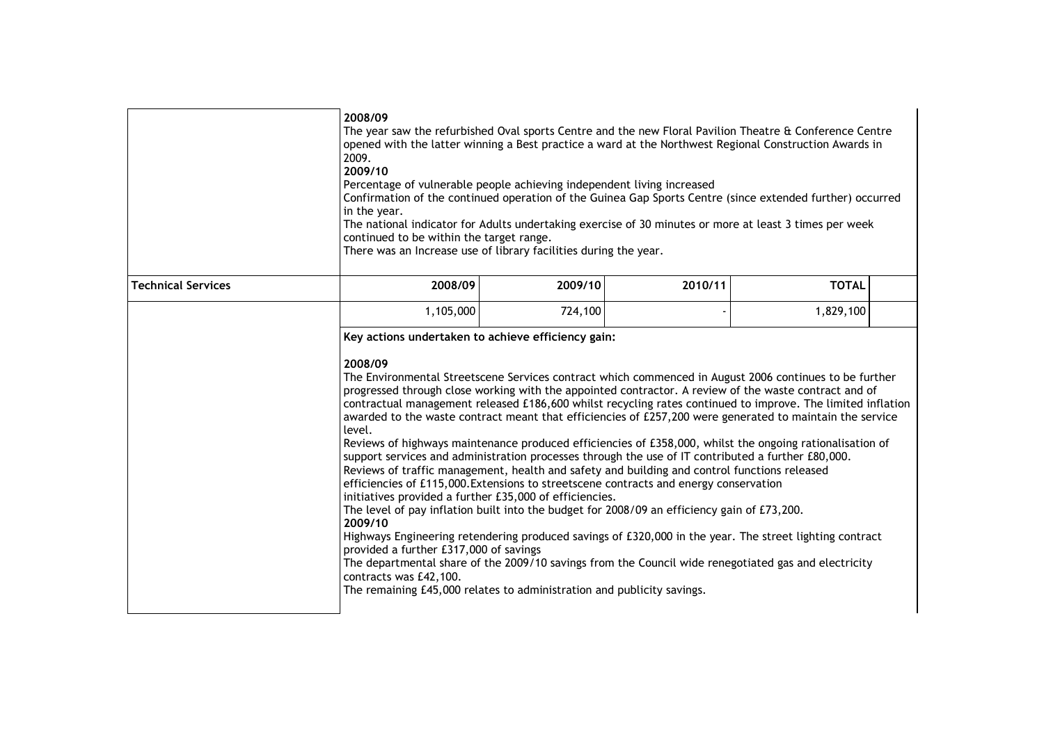| | |
|---|---|
| | **2008/09**<br>The year saw the refurbished Oval sports Centre and the new Floral Pavilion Theatre & Conference Centre opened with the latter winning a Best practice a ward at the Northwest Regional Construction Awards in 2009.<br>**2009/10**<br>Percentage of vulnerable people achieving independent living increased<br>Confirmation of the continued operation of the Guinea Gap Sports Centre (since extended further) occurred in the year.<br>The national indicator for Adults undertaking exercise of 30 minutes or more at least 3 times per week continued to be within the target range.<br>There was an Increase use of library facilities during the year. |

| **Technical Services** | 2008/09 | 2009/10 | 2010/11 | TOTAL |
|---|---|---|---|---|
| | 1,105,000 | 724,100 | - | 1,829,100 |

**Key actions undertaken to achieve efficiency gain:**

**2008/09**
The Environmental Streetscene Services contract which commenced in August 2006 continues to be further progressed through close working with the appointed contractor. A review of the waste contract and of contractual management released £186,600 whilst recycling rates continued to improve. The limited inflation awarded to the waste contract meant that efficiencies of £257,200 were generated to maintain the service level.
Reviews of highways maintenance produced efficiencies of £358,000, whilst the ongoing rationalisation of support services and administration processes through the use of IT contributed a further £80,000.
Reviews of traffic management, health and safety and building and control functions released efficiencies of £115,000.Extensions to streetscene contracts and energy conservation initiatives provided a further £35,000 of efficiencies.
The level of pay inflation built into the budget for 2008/09 an efficiency gain of £73,200.
**2009/10**
Highways Engineering retendering produced savings of £320,000 in the year. The street lighting contract provided a further £317,000 of savings
The departmental share of the 2009/10 savings from the Council wide renegotiated gas and electricity contracts was £42,100.
The remaining £45,000 relates to administration and publicity savings.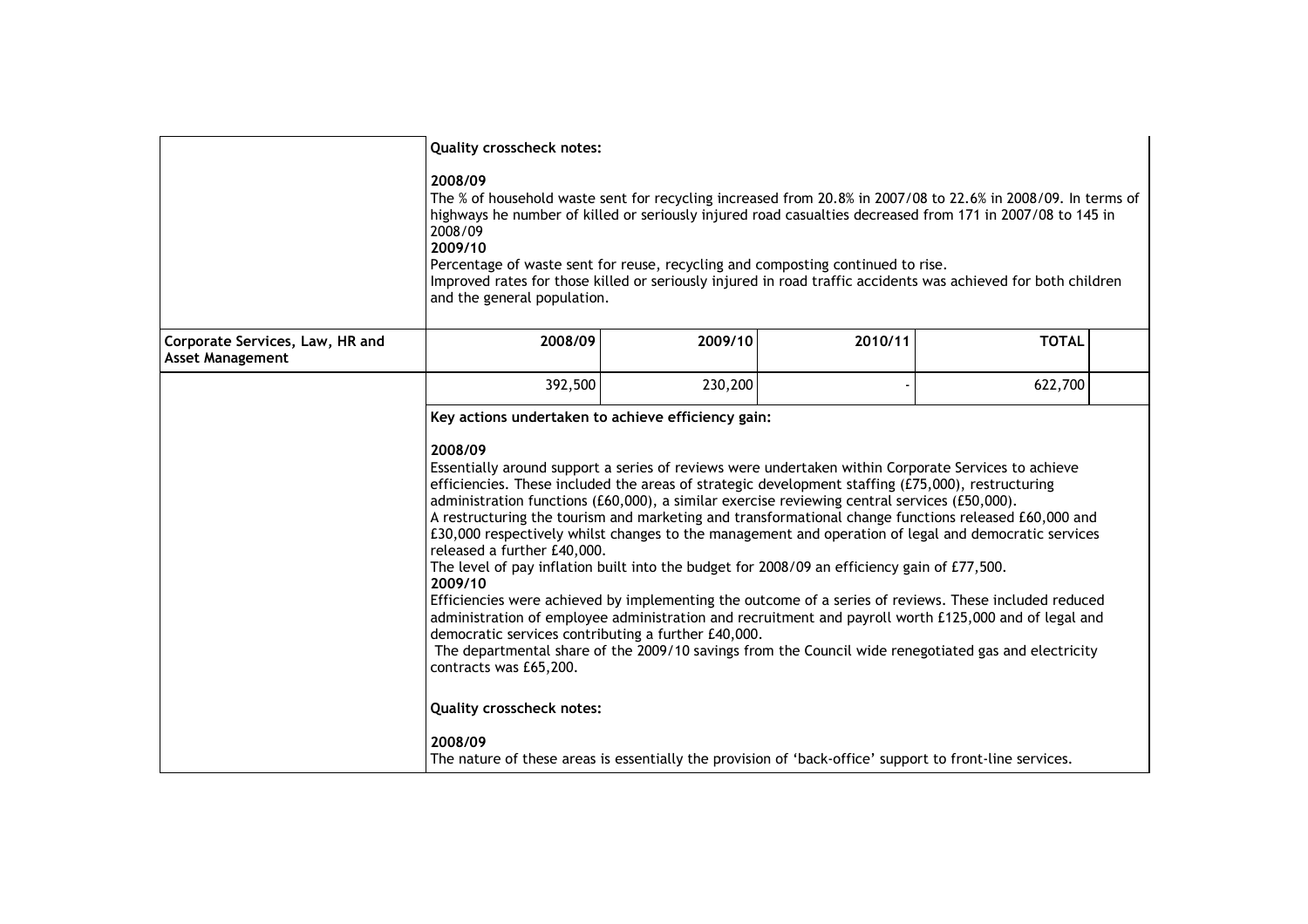| | | | | | |
|---|---|---|---|---|---|
| | **Quality crosscheck notes:**<br><br>**2008/09**<br>The % of household waste sent for recycling increased from 20.8% in 2007/08 to 22.6% in 2008/09. In terms of highways he number of killed or seriously injured road casualties decreased from 171 in 2007/08 to 145 in 2008/09<br>**2009/10**<br>Percentage of waste sent for reuse, recycling and composting continued to rise.<br>Improved rates for those killed or seriously injured in road traffic accidents was achieved for both children and the general population. | | | | |
| **Corporate Services, Law, HR and Asset Management** | **2008/09** | **2009/10** | **2010/11** | **TOTAL** | |
| | 392,500 | 230,200 | - | 622,700 | |
| | **Key actions undertaken to achieve efficiency gain:**<br><br>**2008/09**<br>Essentially around support a series of reviews were undertaken within Corporate Services to achieve efficiencies. These included the areas of strategic development staffing (£75,000), restructuring administration functions (£60,000), a similar exercise reviewing central services (£50,000).<br>A restructuring the tourism and marketing and transformational change functions released £60,000 and £30,000 respectively whilst changes to the management and operation of legal and democratic services released a further £40,000.<br>The level of pay inflation built into the budget for 2008/09 an efficiency gain of £77,500.<br>**2009/10**<br>Efficiencies were achieved by implementing the outcome of a series of reviews. These included reduced administration of employee administration and recruitment and payroll worth £125,000 and of legal and democratic services contributing a further £40,000.<br>The departmental share of the 2009/10 savings from the Council wide renegotiated gas and electricity contracts was £65,200.<br><br>**Quality crosscheck notes:**<br><br>**2008/09**<br>The nature of these areas is essentially the provision of 'back-office' support to front-line services. | | | | |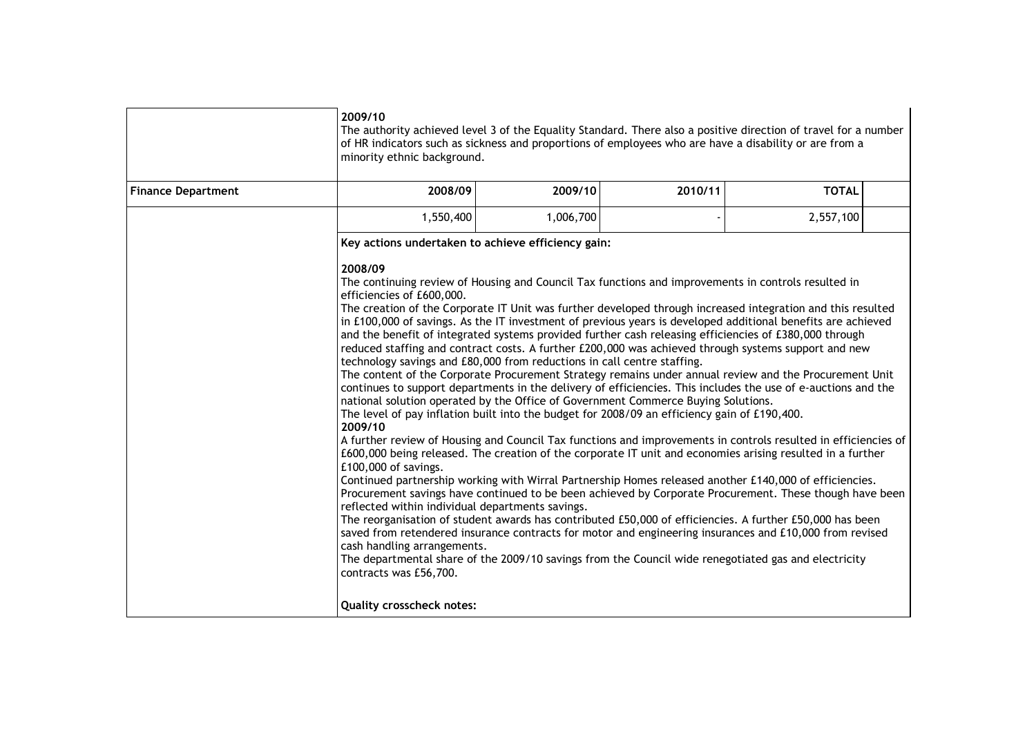| | | | | | |
|---|---|---|---|---|---|
| | **2009/10**<br>The authority achieved level 3 of the Equality Standard. There also a positive direction of travel for a number of HR indicators such as sickness and proportions of employees who are have a disability or are from a minority ethnic background. | | | | |
| **Finance Department** | **2008/09** | **2009/10** | **2010/11** | **TOTAL** | |
| | 1,550,400 | 1,006,700 | - | 2,557,100 | |
| | **Key actions undertaken to achieve efficiency gain:**<br><br>**2008/09**<br>The continuing review of Housing and Council Tax functions and improvements in controls resulted in efficiencies of £600,000.<br>The creation of the Corporate IT Unit was further developed through increased integration and this resulted in £100,000 of savings. As the IT investment of previous years is developed additional benefits are achieved and the benefit of integrated systems provided further cash releasing efficiencies of £380,000 through reduced staffing and contract costs. A further £200,000 was achieved through systems support and new technology savings and £80,000 from reductions in call centre staffing.<br>The content of the Corporate Procurement Strategy remains under annual review and the Procurement Unit continues to support departments in the delivery of efficiencies. This includes the use of e-auctions and the national solution operated by the Office of Government Commerce Buying Solutions.<br>The level of pay inflation built into the budget for 2008/09 an efficiency gain of £190,400.<br>**2009/10**<br>A further review of Housing and Council Tax functions and improvements in controls resulted in efficiencies of £600,000 being released. The creation of the corporate IT unit and economies arising resulted in a further £100,000 of savings.<br>Continued partnership working with Wirral Partnership Homes released another £140,000 of efficiencies.<br>Procurement savings have continued to be been achieved by Corporate Procurement. These though have been reflected within individual departments savings.<br>The reorganisation of student awards has contributed £50,000 of efficiencies. A further £50,000 has been saved from retendered insurance contracts for motor and engineering insurances and £10,000 from revised cash handling arrangements.<br>The departmental share of the 2009/10 savings from the Council wide renegotiated gas and electricity contracts was £56,700.<br><br>**Quality crosscheck notes:** | | | | |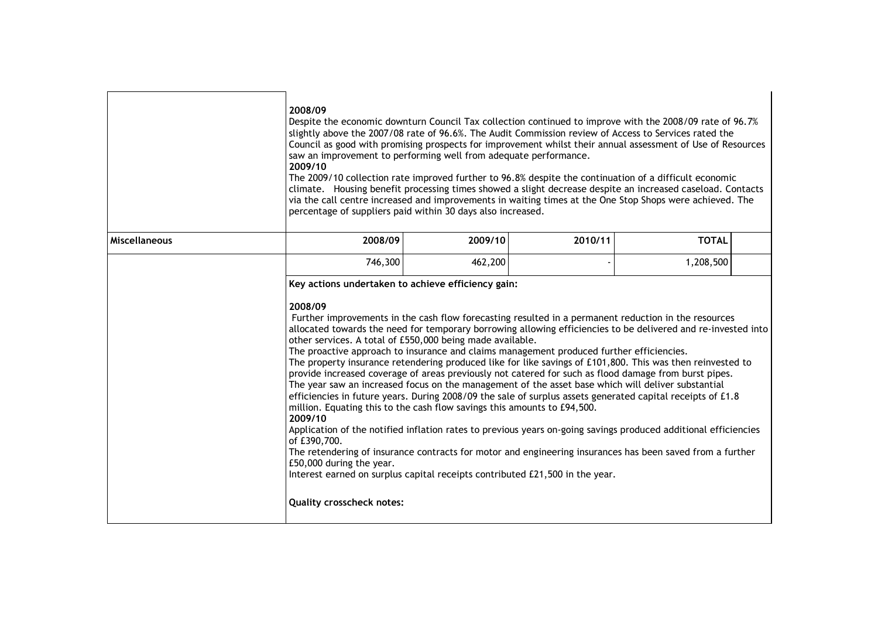**2008/09**

Despite the economic downturn Council Tax collection continued to improve with the 2008/09 rate of 96.7% slightly above the 2007/08 rate of 96.6%. The Audit Commission review of Access to Services rated the Council as good with promising prospects for improvement whilst their annual assessment of Use of Resources saw an improvement to performing well from adequate performance.

**2009/10**

The 2009/10 collection rate improved further to 96.8% despite the continuation of a difficult economic climate. Housing benefit processing times showed a slight decrease despite an increased caseload. Contacts via the call centre increased and improvements in waiting times at the One Stop Shops were achieved. The percentage of suppliers paid within 30 days also increased.

| **Miscellaneous** | **2008/09** | **2009/10** | **2010/11** | **TOTAL** | |
|---|---|---|---|---|---|
| | 746,300 | 462,200 | - | 1,208,500 | |

**Key actions undertaken to achieve efficiency gain:**

**2008/09**

Further improvements in the cash flow forecasting resulted in a permanent reduction in the resources allocated towards the need for temporary borrowing allowing efficiencies to be delivered and re-invested into other services. A total of £550,000 being made available.

The proactive approach to insurance and claims management produced further efficiencies.

The property insurance retendering produced like for like savings of £101,800. This was then reinvested to provide increased coverage of areas previously not catered for such as flood damage from burst pipes.

The year saw an increased focus on the management of the asset base which will deliver substantial efficiencies in future years. During 2008/09 the sale of surplus assets generated capital receipts of £1.8 million. Equating this to the cash flow savings this amounts to £94,500.

**2009/10**

Application of the notified inflation rates to previous years on-going savings produced additional efficiencies of £390,700.

The retendering of insurance contracts for motor and engineering insurances has been saved from a further £50,000 during the year.

Interest earned on surplus capital receipts contributed £21,500 in the year.

**Quality crosscheck notes:**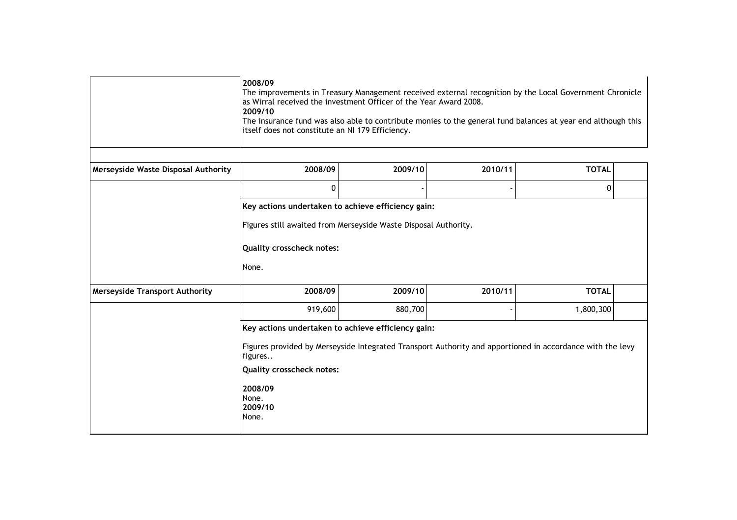| | |
|---|---|
| | **2008/09**<br>The improvements in Treasury Management received external recognition by the Local Government Chronicle as Wirral received the investment Officer of the Year Award 2008.<br>**2009/10**<br>The insurance fund was also able to contribute monies to the general fund balances at year end although this itself does not constitute an NI 179 Efficiency. |

| Merseyside Waste Disposal Authority | 2008/09 | 2009/10 | 2010/11 | TOTAL | |
|---|---|---|---|---|---|
| | 0 | - | - | 0 | |
| | **Key actions undertaken to achieve efficiency gain:**<br><br>Figures still awaited from Merseyside Waste Disposal Authority.<br><br>**Quality crosscheck notes:**<br><br>None. | | | | |
| **Merseyside Transport Authority** | **2008/09** | **2009/10** | **2010/11** | **TOTAL** | |
| | 919,600 | 880,700 | - | 1,800,300 | |
| | **Key actions undertaken to achieve efficiency gain:**<br><br>Figures provided by Merseyside Integrated Transport Authority and apportioned in accordance with the levy figures..<br><br>**Quality crosscheck notes:**<br><br>**2008/09**<br>None.<br>**2009/10**<br>None. | | | | |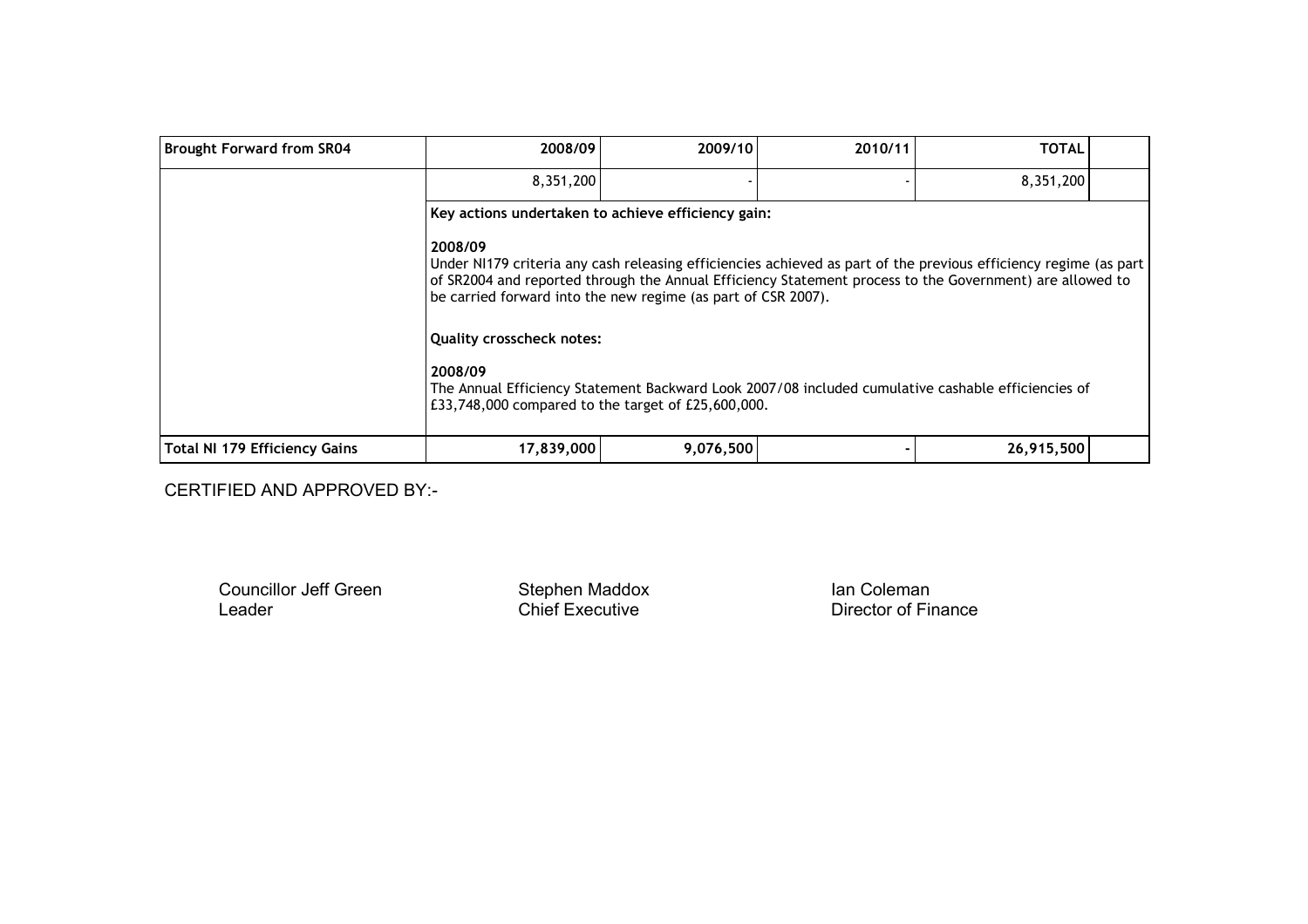| Brought Forward from SR04 | 2008/09 | 2009/10 | 2010/11 | TOTAL | |
|---|---|---|---|---|---|
| | 8,351,200 | - | - | 8,351,200 | |
| | **Key actions undertaken to achieve efficiency gain:**<br><br>**2008/09**<br>Under NI179 criteria any cash releasing efficiencies achieved as part of the previous efficiency regime (as part of SR2004 and reported through the Annual Efficiency Statement process to the Government) are allowed to be carried forward into the new regime (as part of CSR 2007).<br><br>**Quality crosscheck notes:**<br><br>**2008/09**<br>The Annual Efficiency Statement Backward Look 2007/08 included cumulative cashable efficiencies of £33,748,000 compared to the target of £25,600,000. | | | | |
| **Total NI 179 Efficiency Gains** | **17,839,000** | **9,076,500** | **-** | **26,915,500** | |

CERTIFIED AND APPROVED BY:-

Councillor Jeff Green
Leader

Stephen Maddox
Chief Executive

Ian Coleman
Director of Finance